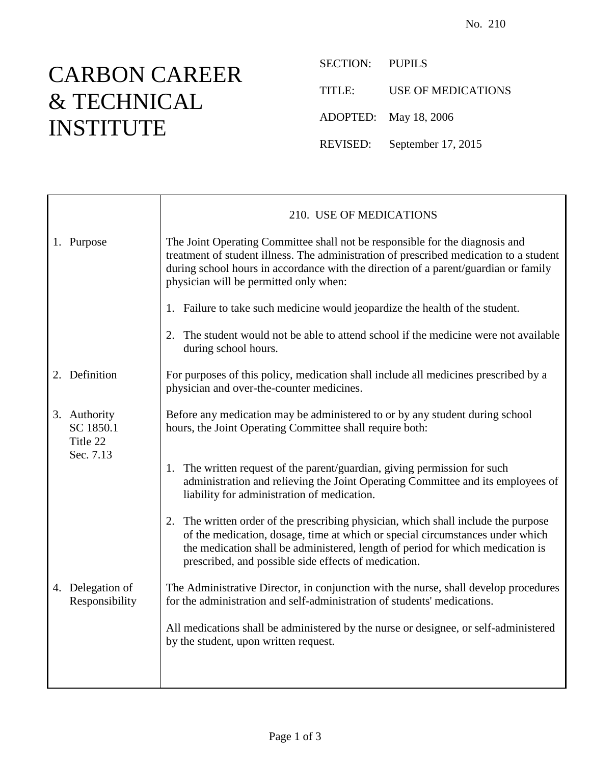No. 210

# CARBON CAREER & TECHNICAL INSTITUTE

SECTION: PUPILS

TITLE: USE OF MEDICATIONS

ADOPTED: May 18, 2006

REVISED: September 17, 2015

## 210. USE OF MEDICATIONS

**1. Purpose**

The Joint Operating Committee shall not be responsible for the diagnosis and treatment of student illness. The administration of prescribed medication to a student during school hours in accordance with the direction of a parent/guardian or family physician will be permitted only when:

1. Failure to take such medicine would jeopardize the health of the student.
2. The student would not be able to attend school if the medicine were not available during school hours.

**2. Definition**

For purposes of this policy, medication shall include all medicines prescribed by a physician and over-the-counter medicines.

**3. Authority**
SC 1850.1
Title 22
Sec. 7.13

Before any medication may be administered to or by any student during school hours, the Joint Operating Committee shall require both:

1. The written request of the parent/guardian, giving permission for such administration and relieving the Joint Operating Committee and its employees of liability for administration of medication.
2. The written order of the prescribing physician, which shall include the purpose of the medication, dosage, time at which or special circumstances under which the medication shall be administered, length of period for which medication is prescribed, and possible side effects of medication.

**4. Delegation of Responsibility**

The Administrative Director, in conjunction with the nurse, shall develop procedures for the administration and self-administration of students' medications.

All medications shall be administered by the nurse or designee, or self-administered by the student, upon written request.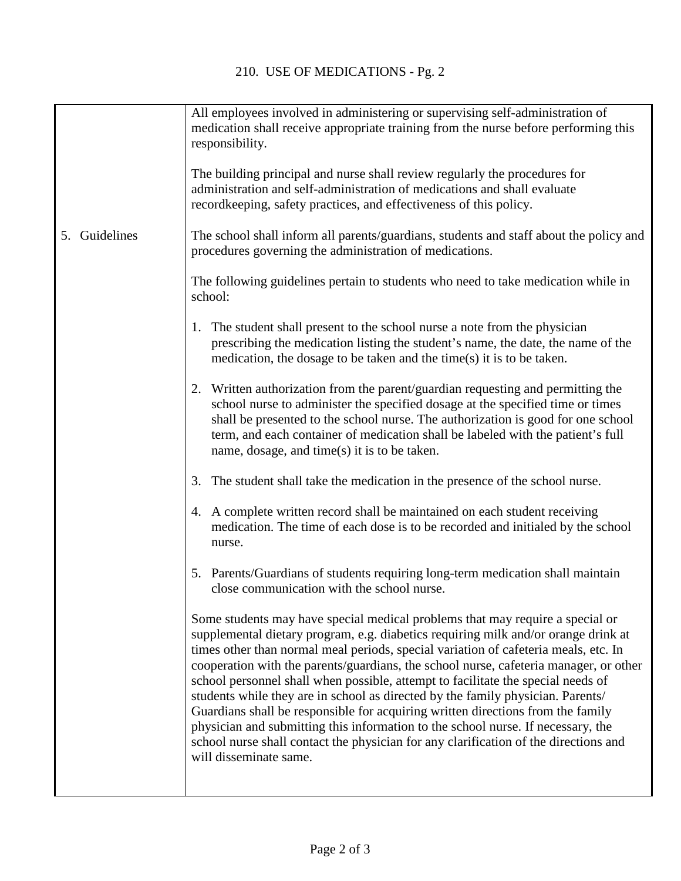All employees involved in administering or supervising self-administration of medication shall receive appropriate training from the nurse before performing this responsibility.

The building principal and nurse shall review regularly the procedures for administration and self-administration of medications and shall evaluate recordkeeping, safety practices, and effectiveness of this policy.

## 5. Guidelines

The school shall inform all parents/guardians, students and staff about the policy and procedures governing the administration of medications.

The following guidelines pertain to students who need to take medication while in school:

1. The student shall present to the school nurse a note from the physician prescribing the medication listing the student's name, the date, the name of the medication, the dosage to be taken and the time(s) it is to be taken.

2. Written authorization from the parent/guardian requesting and permitting the school nurse to administer the specified dosage at the specified time or times shall be presented to the school nurse. The authorization is good for one school term, and each container of medication shall be labeled with the patient's full name, dosage, and time(s) it is to be taken.

3. The student shall take the medication in the presence of the school nurse.

4. A complete written record shall be maintained on each student receiving medication. The time of each dose is to be recorded and initialed by the school nurse.

5. Parents/Guardians of students requiring long-term medication shall maintain close communication with the school nurse.

Some students may have special medical problems that may require a special or supplemental dietary program, e.g. diabetics requiring milk and/or orange drink at times other than normal meal periods, special variation of cafeteria meals, etc. In cooperation with the parents/guardians, the school nurse, cafeteria manager, or other school personnel shall when possible, attempt to facilitate the special needs of students while they are in school as directed by the family physician. Parents/ Guardians shall be responsible for acquiring written directions from the family physician and submitting this information to the school nurse. If necessary, the school nurse shall contact the physician for any clarification of the directions and will disseminate same.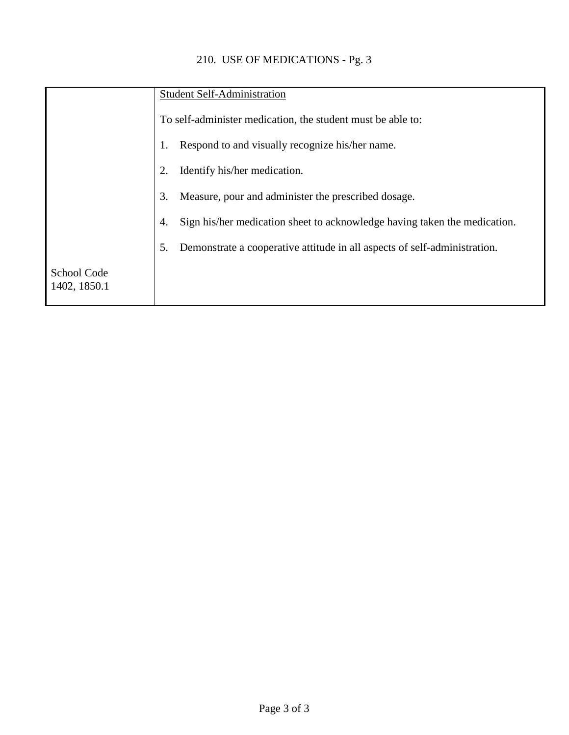Student Self-Administration

To self-administer medication, the student must be able to:

1. Respond to and visually recognize his/her name.

2. Identify his/her medication.

3. Measure, pour and administer the prescribed dosage.

4. Sign his/her medication sheet to acknowledge having taken the medication.

5. Demonstrate a cooperative attitude in all aspects of self-administration.

School Code
1402, 1850.1